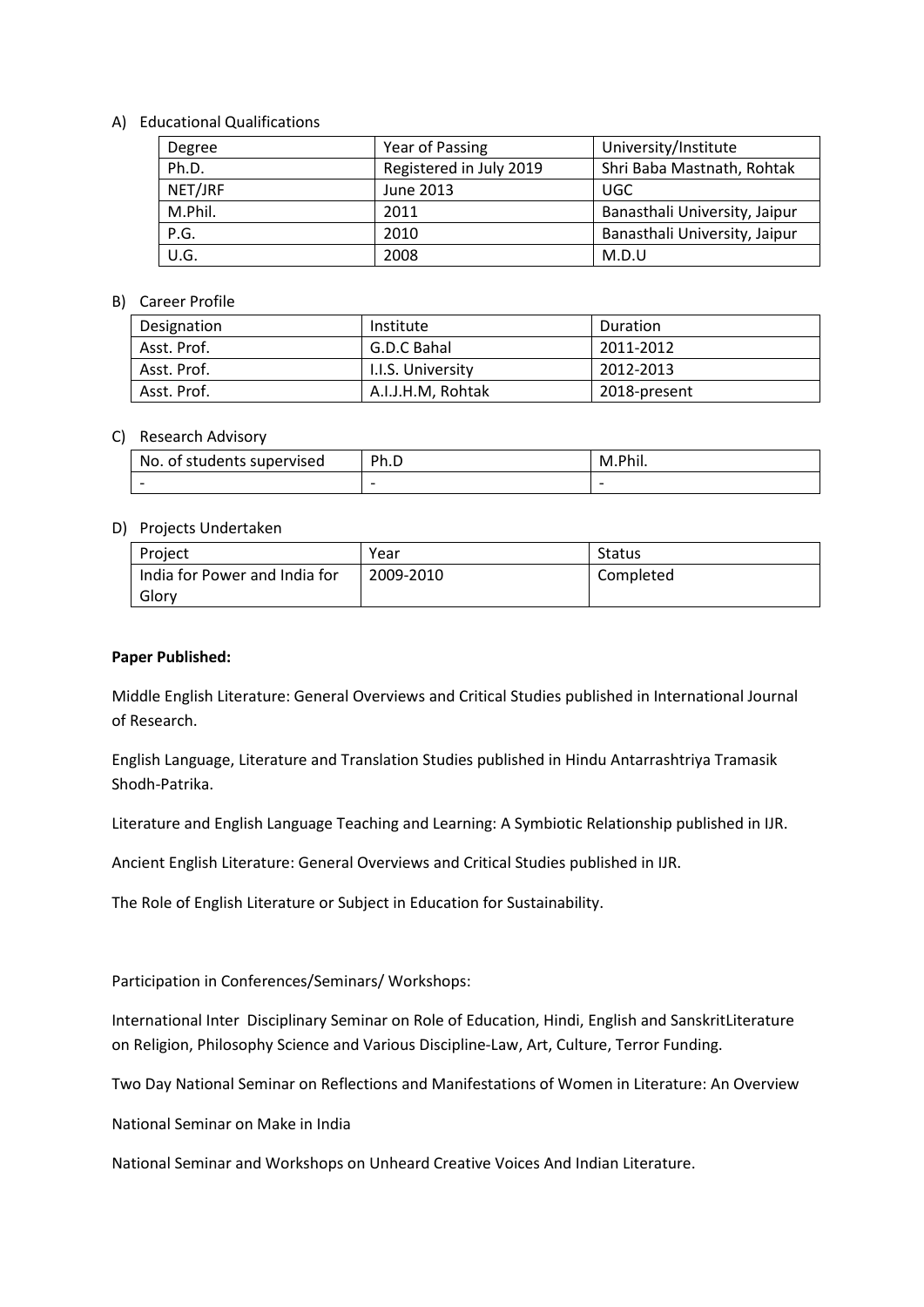A) Educational Qualifications

| Degree | Year of Passing | University/Institute |
|---|---|---|
| Ph.D. | Registered in July 2019 | Shri Baba Mastnath, Rohtak |
| NET/JRF | June 2013 | UGC |
| M.Phil. | 2011 | Banasthali University, Jaipur |
| P.G. | 2010 | Banasthali University, Jaipur |
| U.G. | 2008 | M.D.U |

B) Career Profile

| Designation | Institute | Duration |
|---|---|---|
| Asst. Prof. | G.D.C Bahal | 2011-2012 |
| Asst. Prof. | I.I.S. University | 2012-2013 |
| Asst. Prof. | A.I.J.H.M, Rohtak | 2018-present |

C) Research Advisory

| No. of students supervised | Ph.D | M.Phil. |
|---|---|---|
| - | - | - |

D) Projects Undertaken

| Project | Year | Status |
|---|---|---|
| India for Power and India for Glory | 2009-2010 | Completed |

**Paper Published:**

Middle English Literature: General Overviews and Critical Studies published in International Journal of Research.

English Language, Literature and Translation Studies published in Hindu Antarrashtriya Tramasik Shodh-Patrika.

Literature and English Language Teaching and Learning: A Symbiotic Relationship published in IJR.

Ancient English Literature: General Overviews and Critical Studies published in IJR.

The Role of English Literature or Subject in Education for Sustainability.

Participation in Conferences/Seminars/ Workshops:

International Inter Disciplinary Seminar on Role of Education, Hindi, English and SanskritLiterature on Religion, Philosophy Science and Various Discipline-Law, Art, Culture, Terror Funding.

Two Day National Seminar on Reflections and Manifestations of Women in Literature: An Overview

National Seminar on Make in India

National Seminar and Workshops on Unheard Creative Voices And Indian Literature.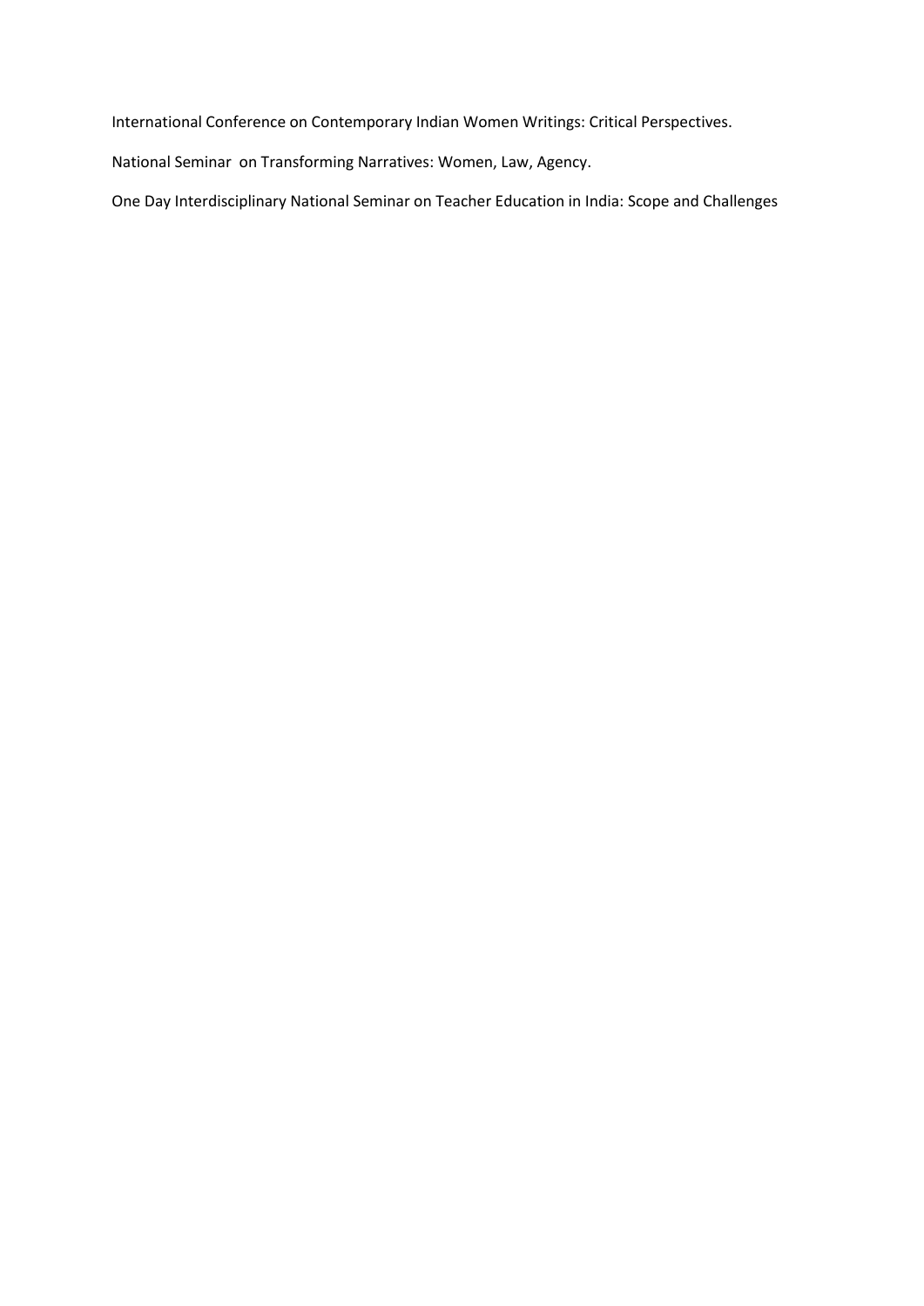International Conference on Contemporary Indian Women Writings: Critical Perspectives.

National Seminar on Transforming Narratives: Women, Law, Agency.

One Day Interdisciplinary National Seminar on Teacher Education in India: Scope and Challenges